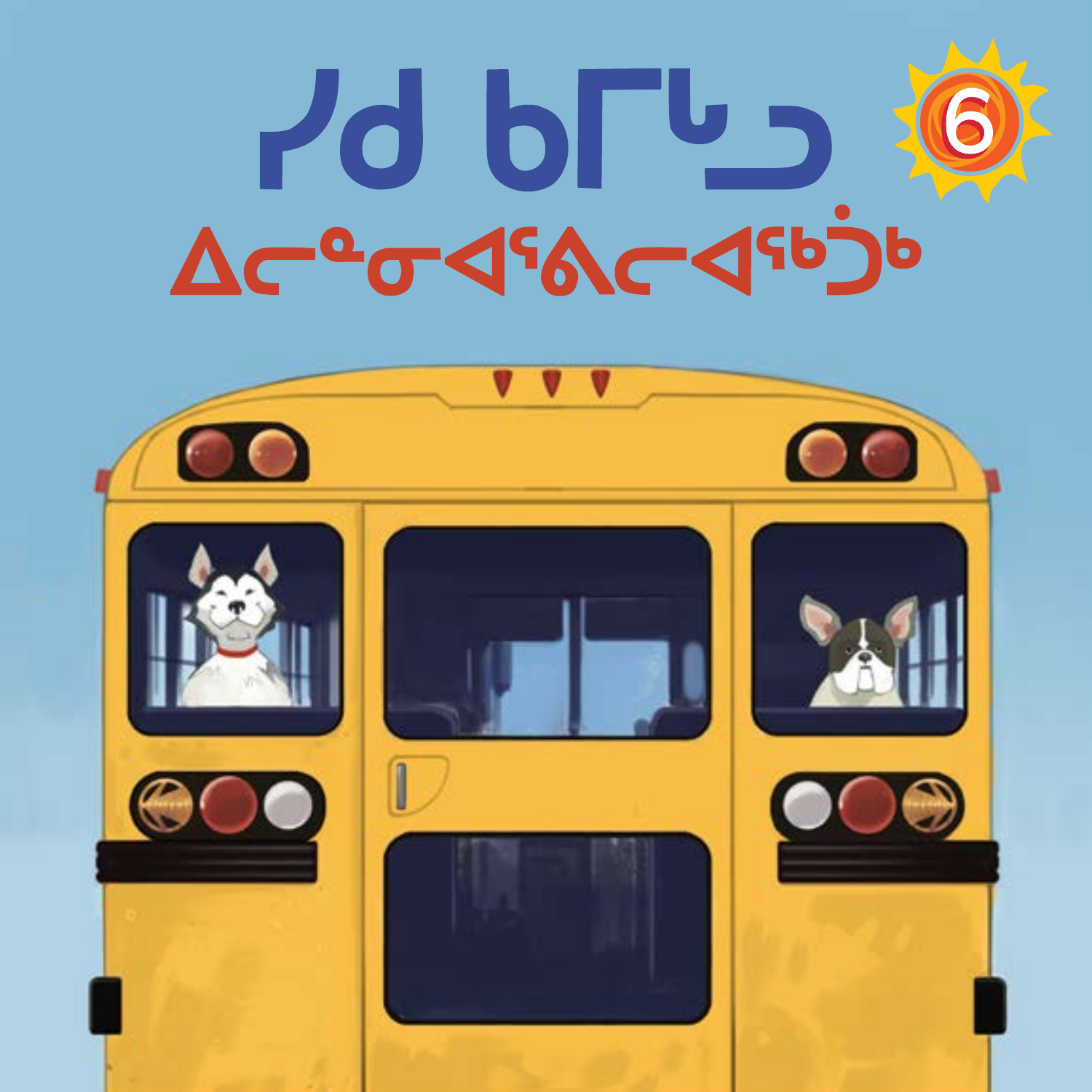# ᓯᑯ ᑲᒥᒃᓗ

## ᐃᓕᓐᓂᐊᕐᕕᓕᐊᖅᑑᒃ

6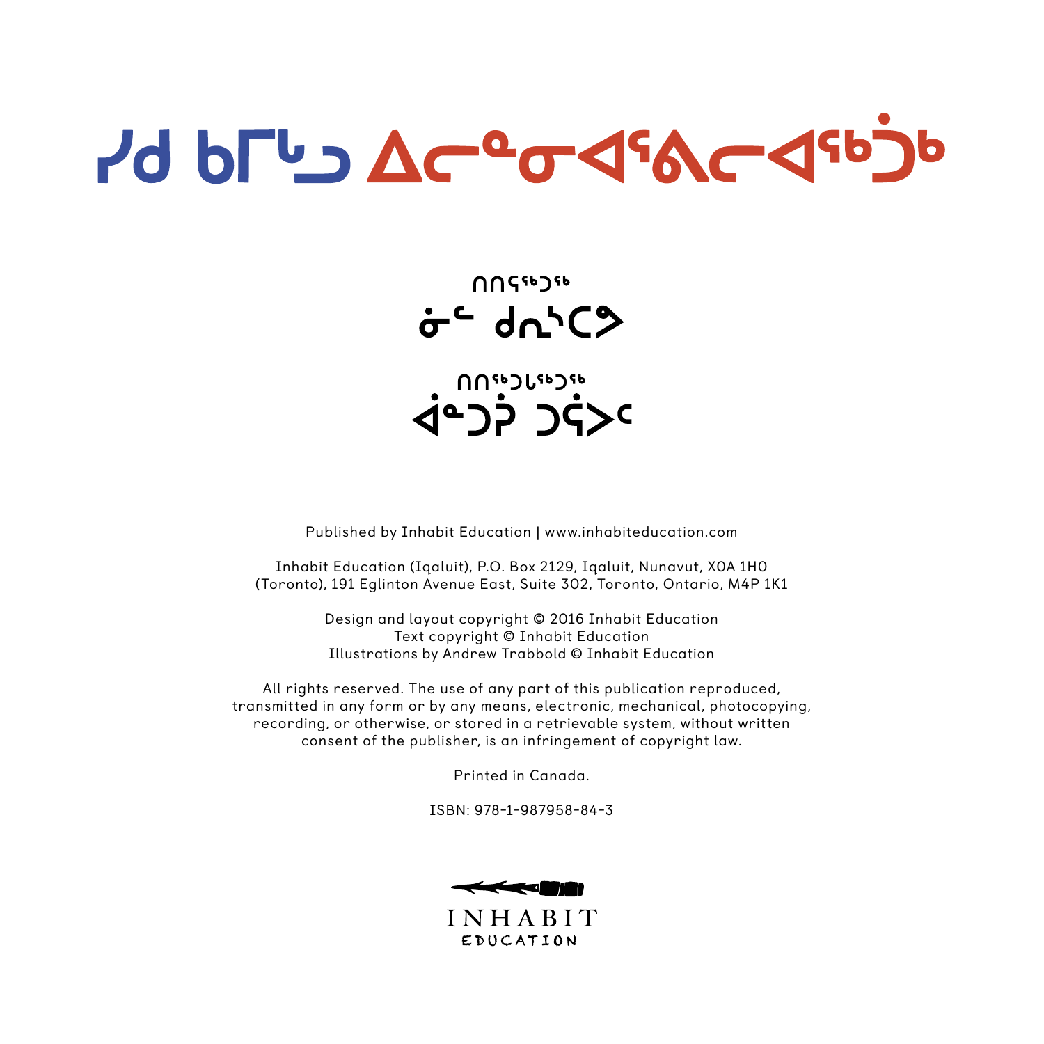# ᓯᑯ ᑲᒥᒃᑯ ᐃᓕᓐᓂᐊᕐᕕᓕᐊᖅᑰᖅ

ᑎᑎᕋᖅᑐᖅ
ᓈᓐ ᑯᓇᔅᑕᕗ

ᑎᑎᖅᑐᒐᖅᑐᖅ
ᐋᓐᑐᕉ ᑐᕆᐸᓪ

Published by Inhabit Education | www.inhabiteducation.com

Inhabit Education (Iqaluit), P.O. Box 2129, Iqaluit, Nunavut, X0A 1H0
(Toronto), 191 Eglinton Avenue East, Suite 302, Toronto, Ontario, M4P 1K1

Design and layout copyright © 2016 Inhabit Education
Text copyright © Inhabit Education
Illustrations by Andrew Trabbold © Inhabit Education

All rights reserved. The use of any part of this publication reproduced, transmitted in any form or by any means, electronic, mechanical, photocopying, recording, or otherwise, or stored in a retrievable system, without written consent of the publisher, is an infringement of copyright law.

Printed in Canada.

ISBN: 978-1-987958-84-3

INHABIT
EDUCATION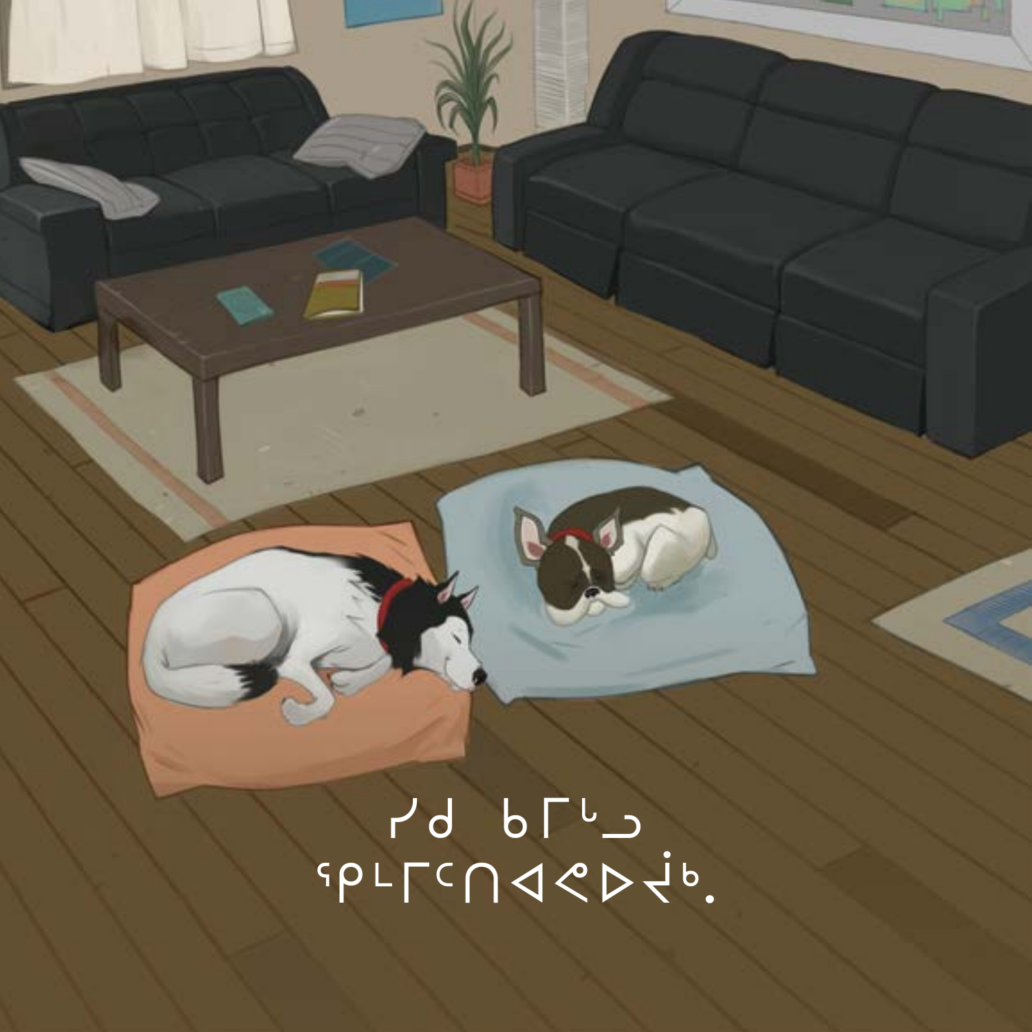ᓯᑯ ᑲᒥᒃᓗ
ᕿᒪᒥᑦᑎᐊᕙᐅᔫᒃ.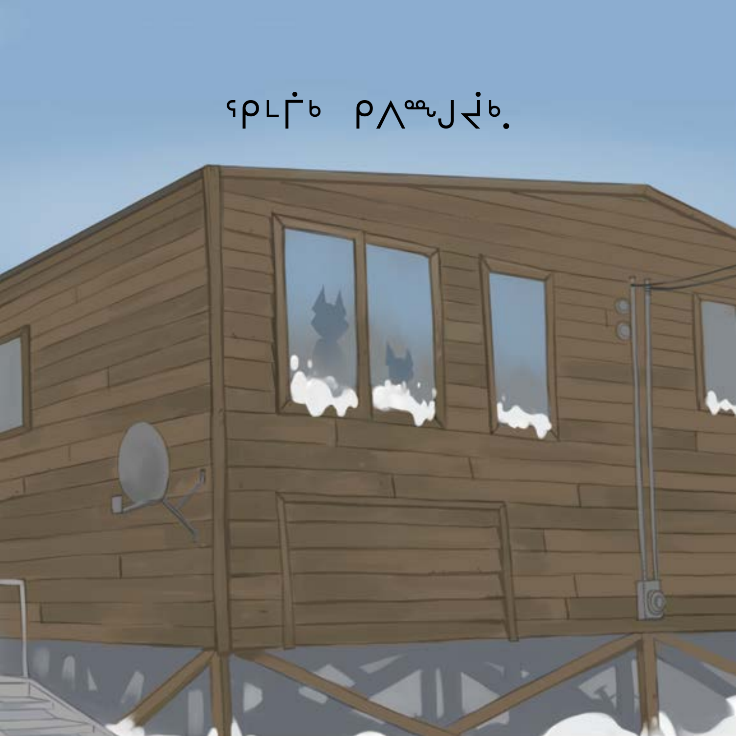ᕿᒻᒥᒫᒃ ᑭᐱᙱᔾᔮᒃ.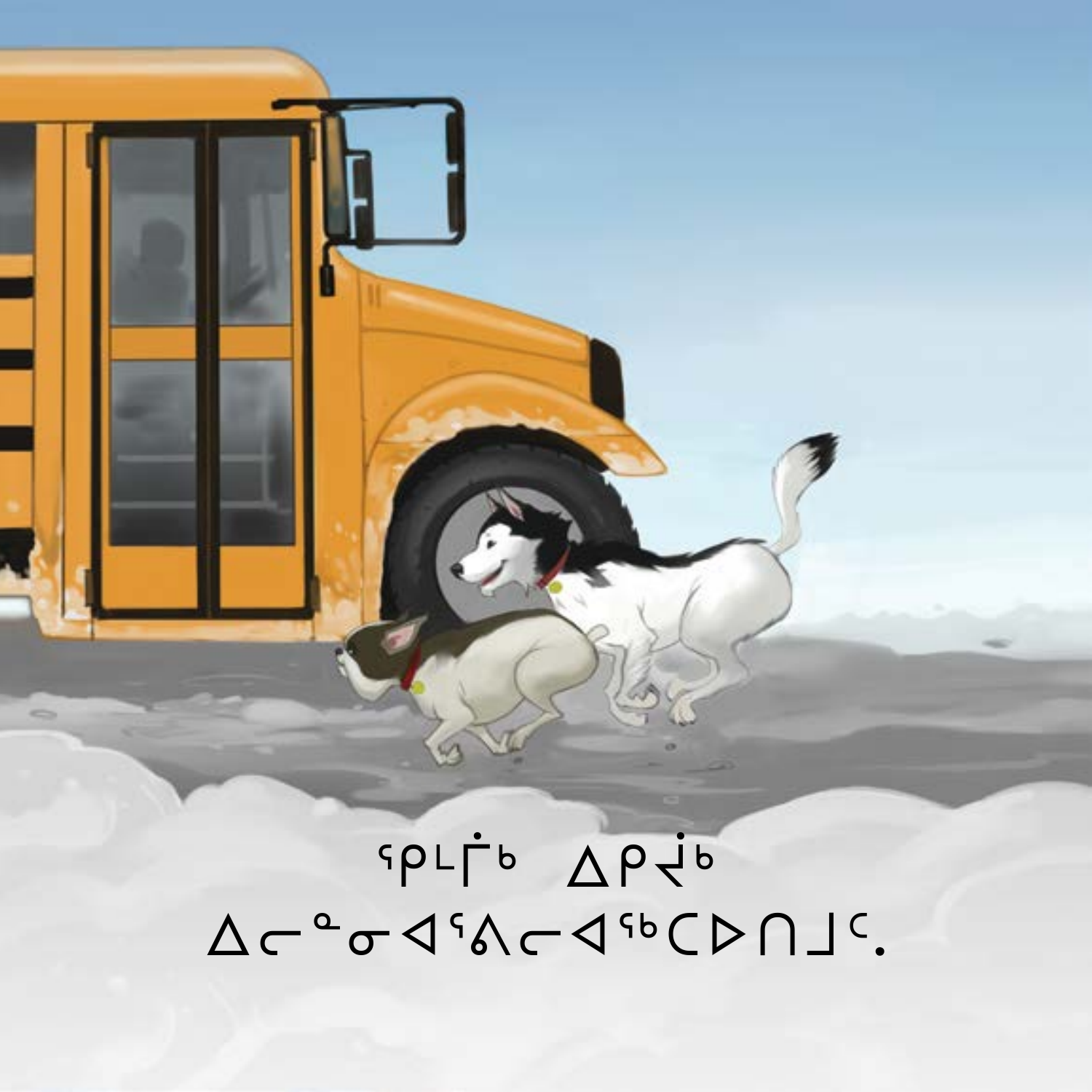ᕿᒪᒦᒃ ᐃᑭᔫᒃ
ᐃᓕᓐᓂᐊᕈᓕᐊᖅᑕᐅᑎᒍᑦ.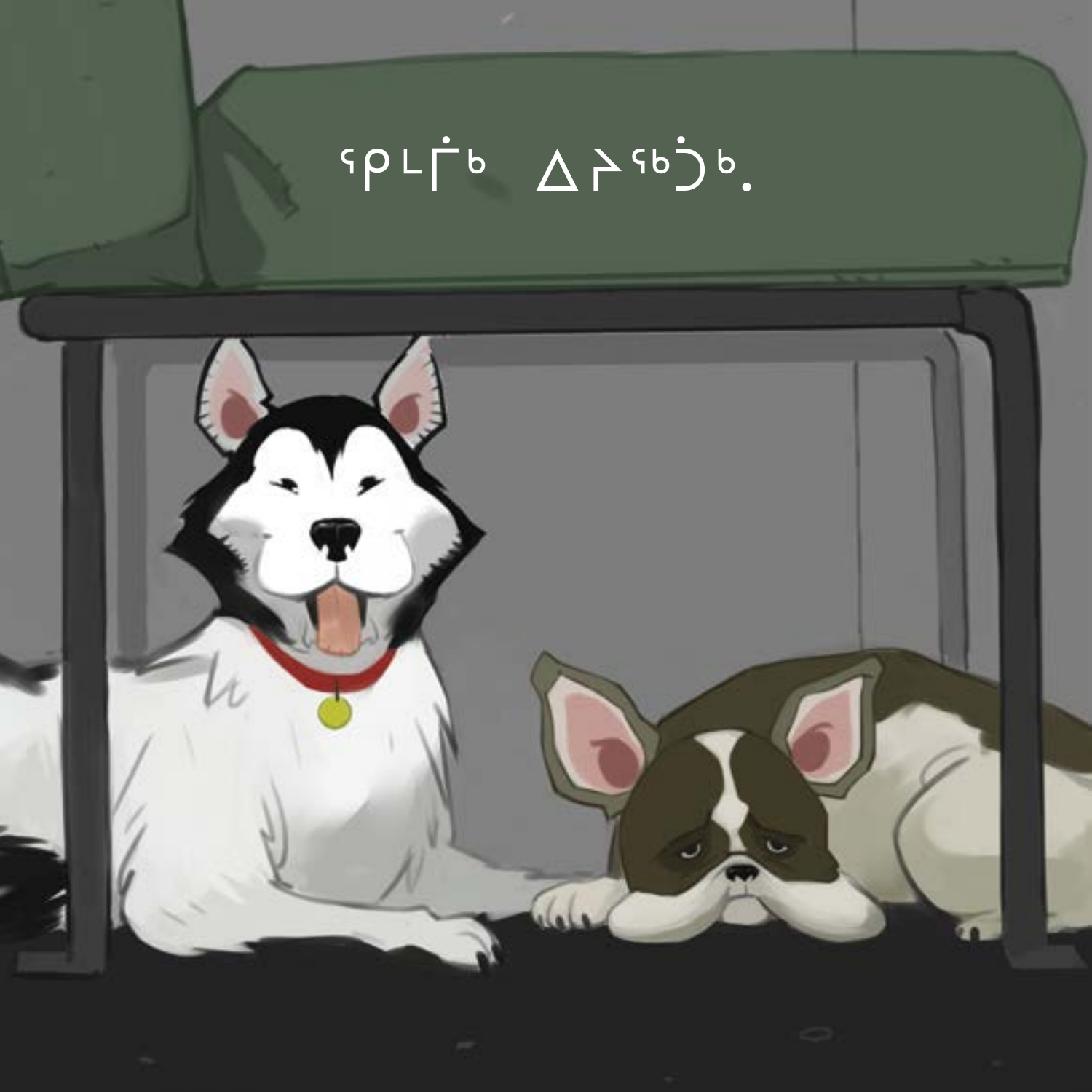ᕿᒪᒦᒃ ᐃᓯᖅᑑᒃ.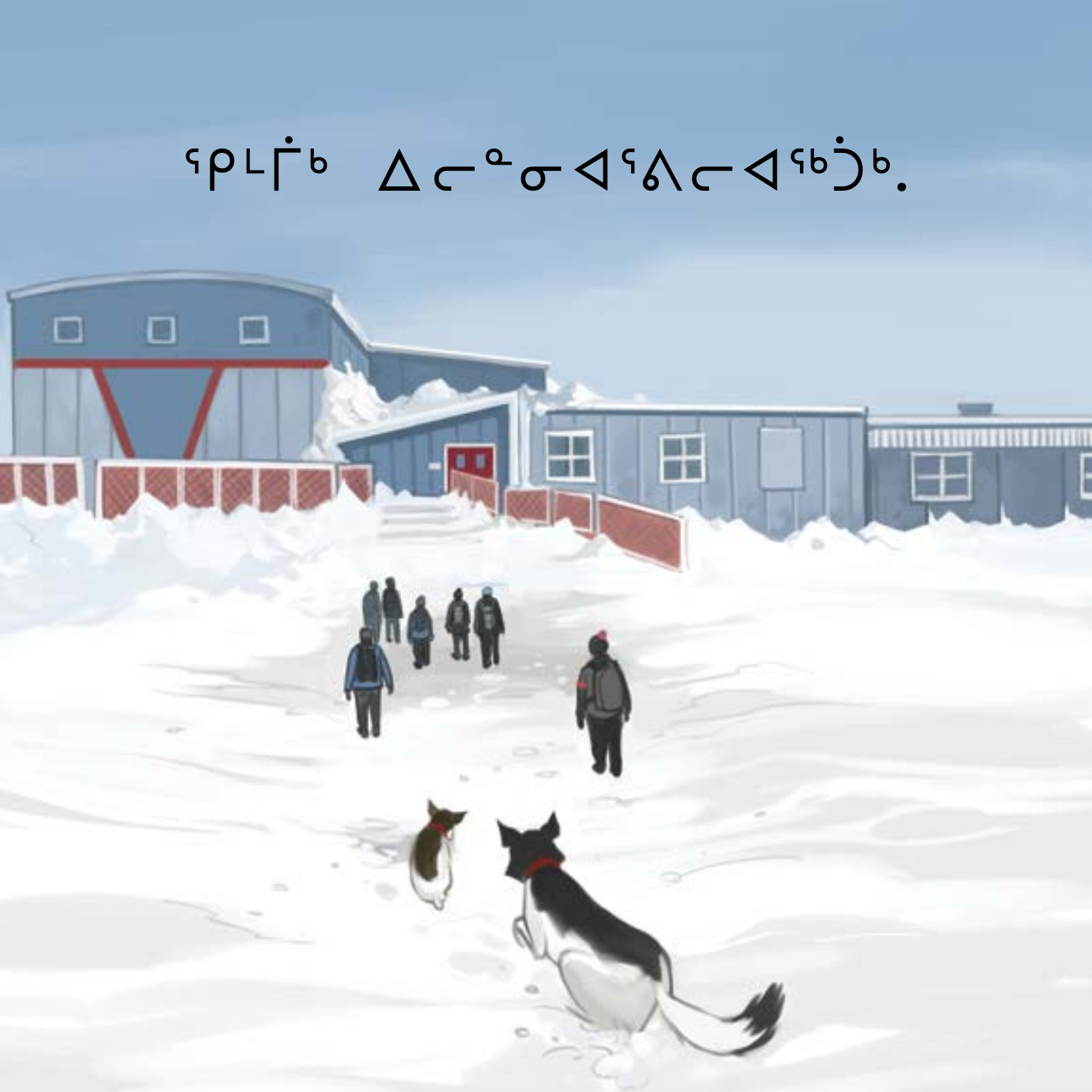ᕿᒪᒦᒃ ᐃᓕᓐᓂᐊᕐᕕᓕᐊᖅᑑᒃ.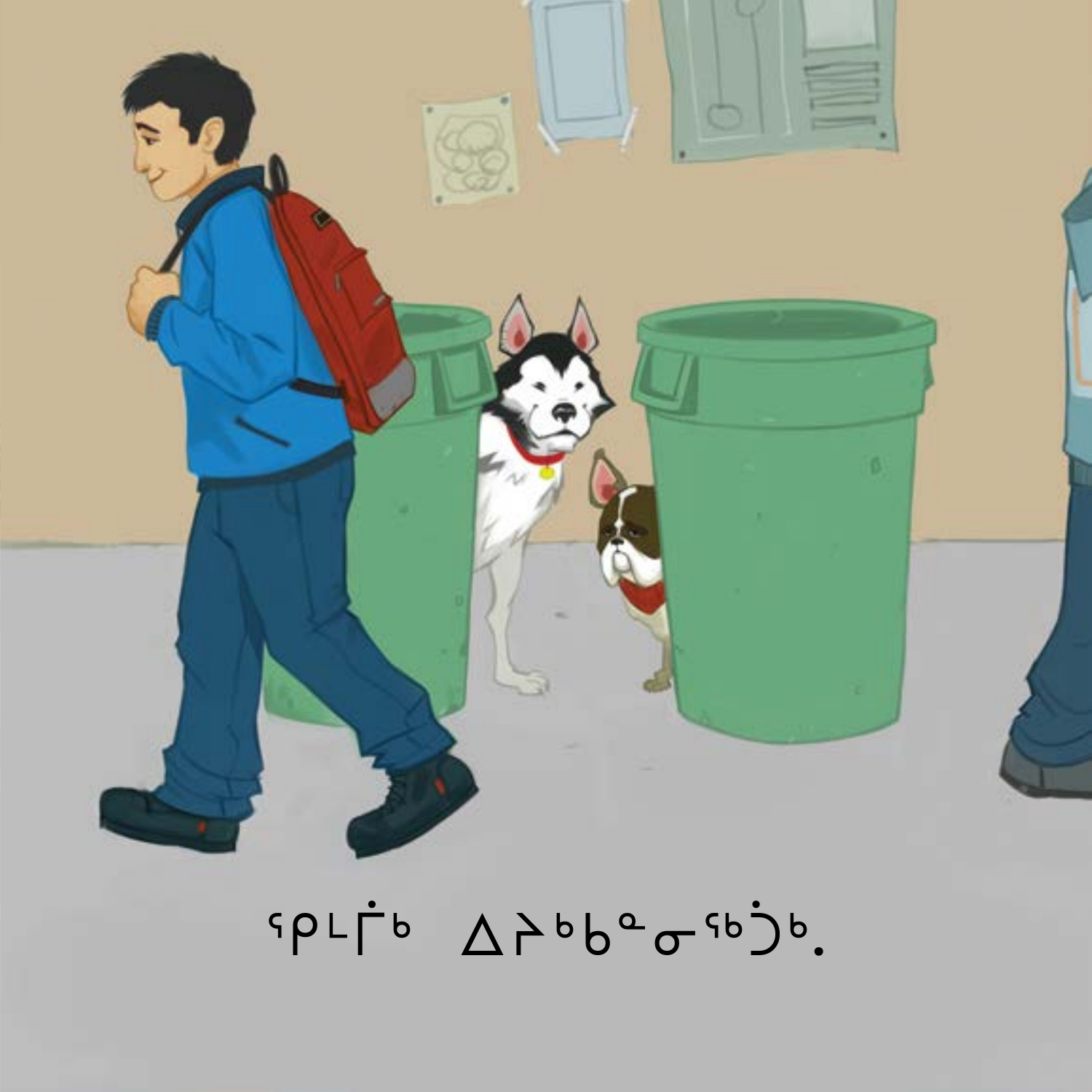ᕿᒻᒦᒃ ᐃᔨᒃᑲᓐᓂᖅᑑᒃ.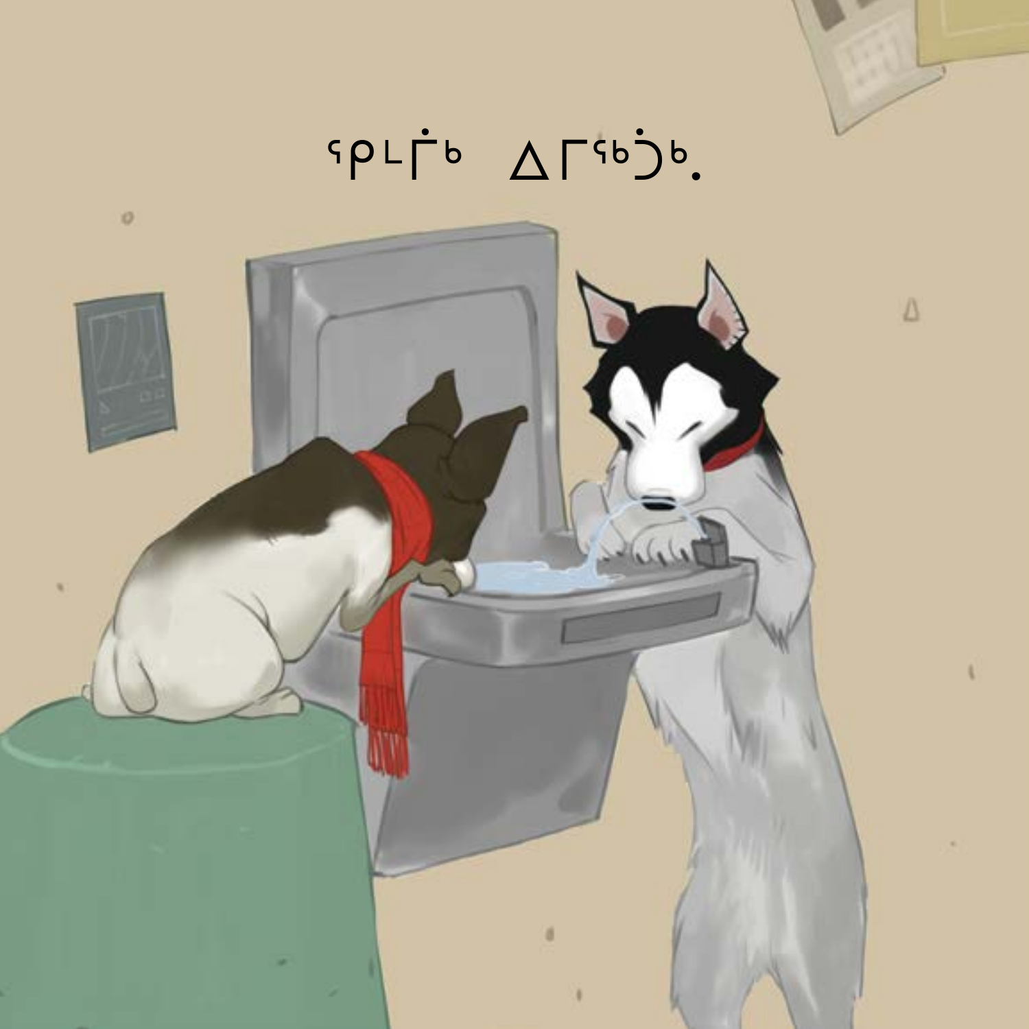ᕿᒪᒥᒃ ᐃᒥᖅᑑᒃ.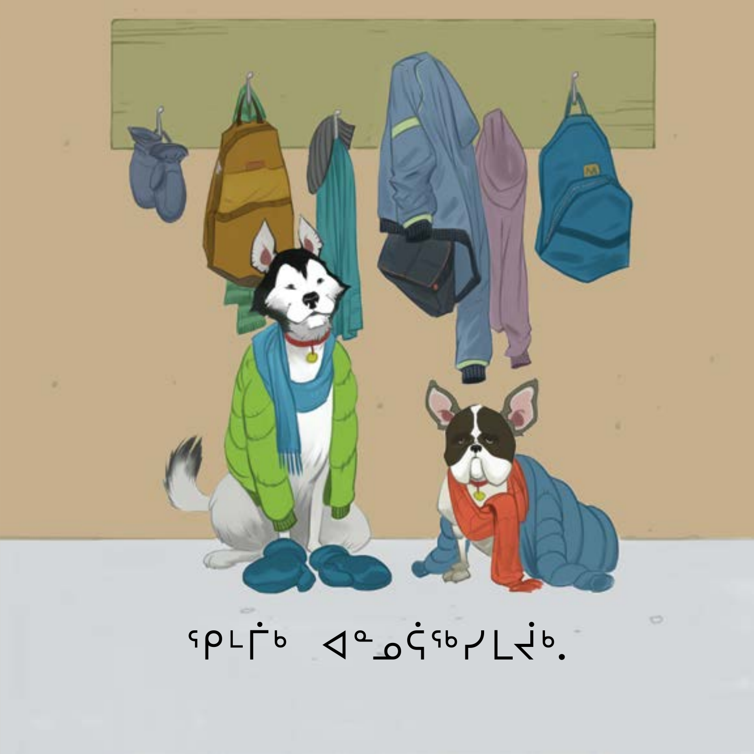ᕿᒪᒥᒃ ᐊᓐᓄᕌᖅᓯᒪᔫᒃ.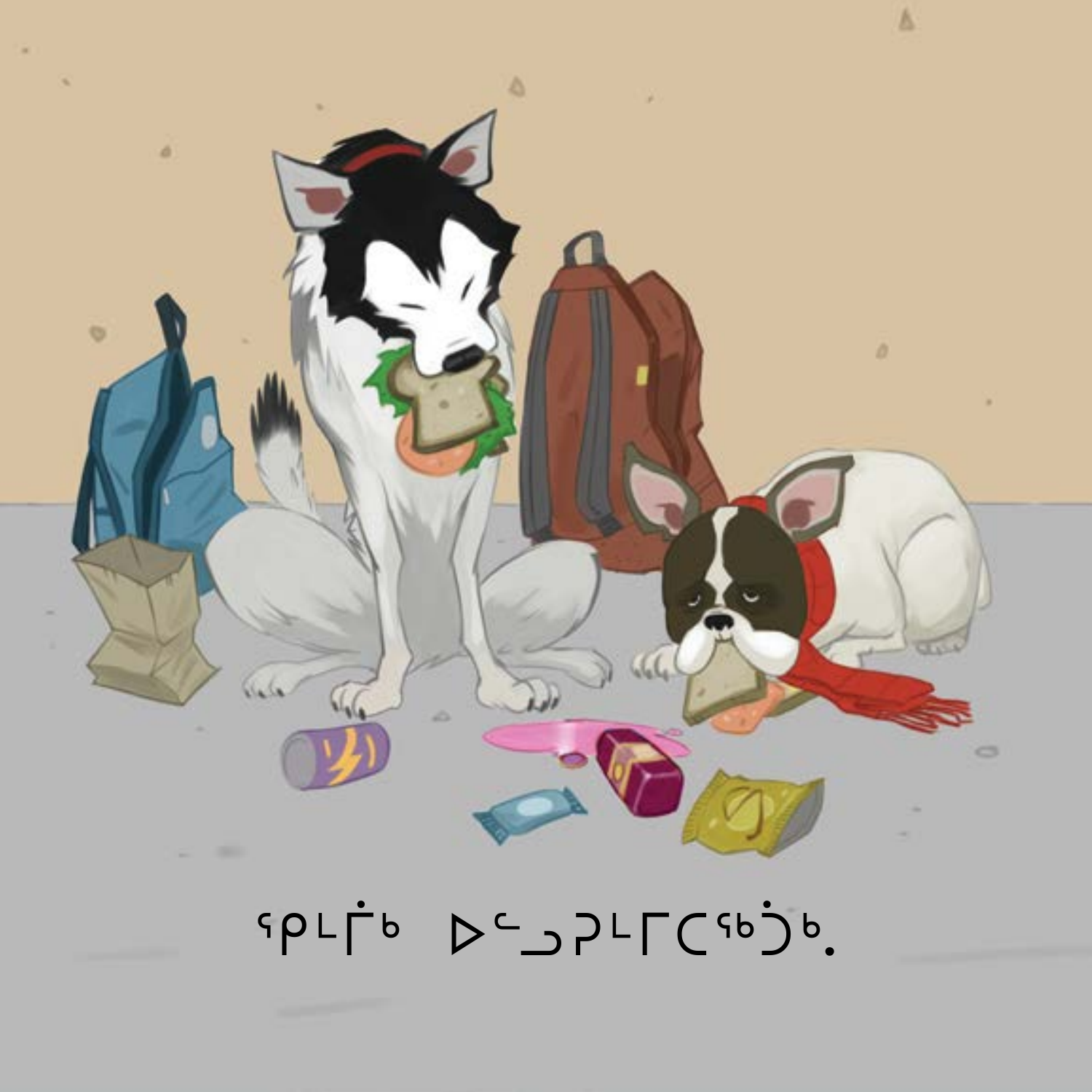ᕿᒻᒦᒃ ᐅᓪᓗᕈᒥᒡᒥᑕᖅᑰᒃ.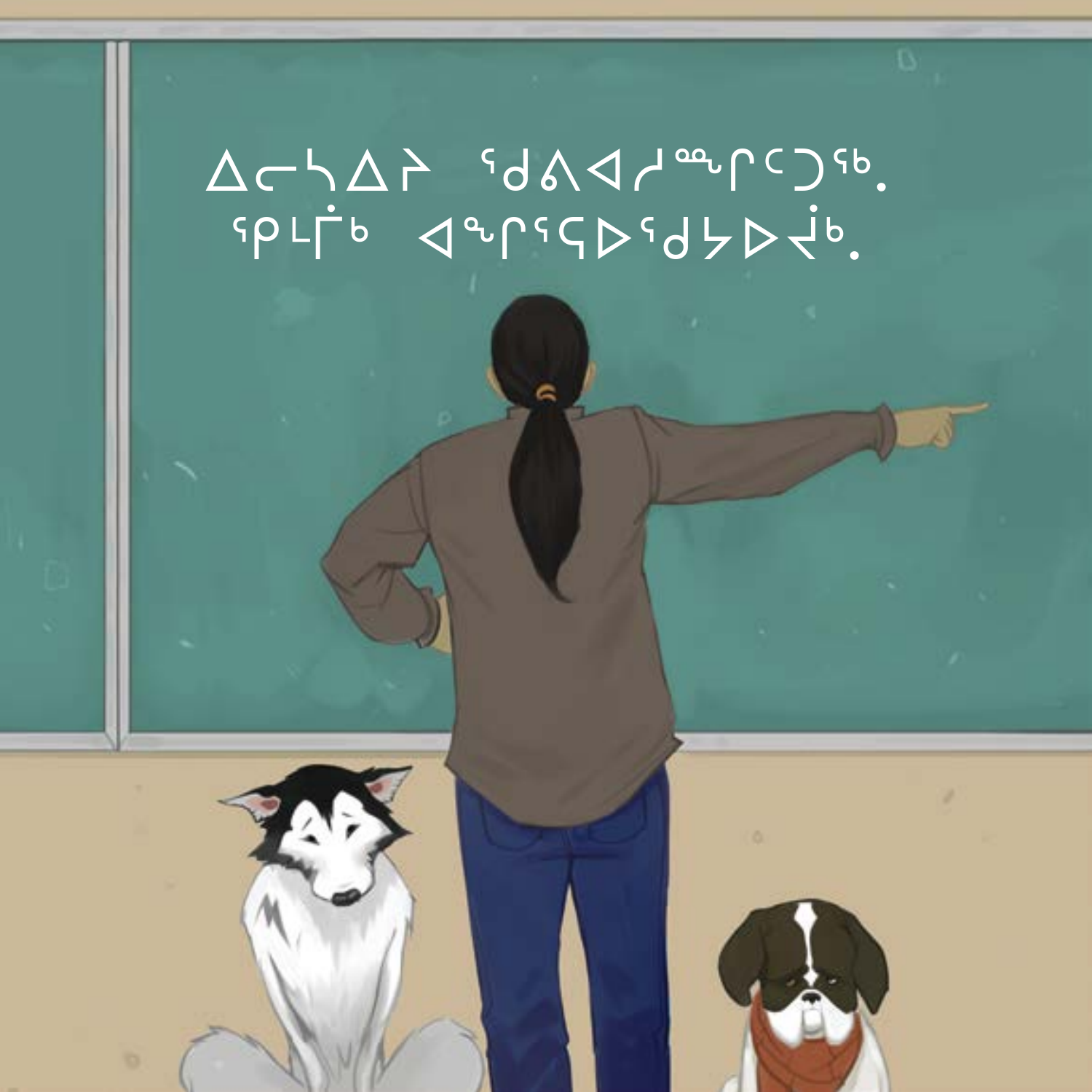ᐃᓕᓭᐃᔨ ᖁᐱᐊᓱᖕᒋᑦᑐᖅ.
ᕿᒪᒦᒃ ᐊᖏᕐᕋᐅᖁᔭᐅᔫᒃ.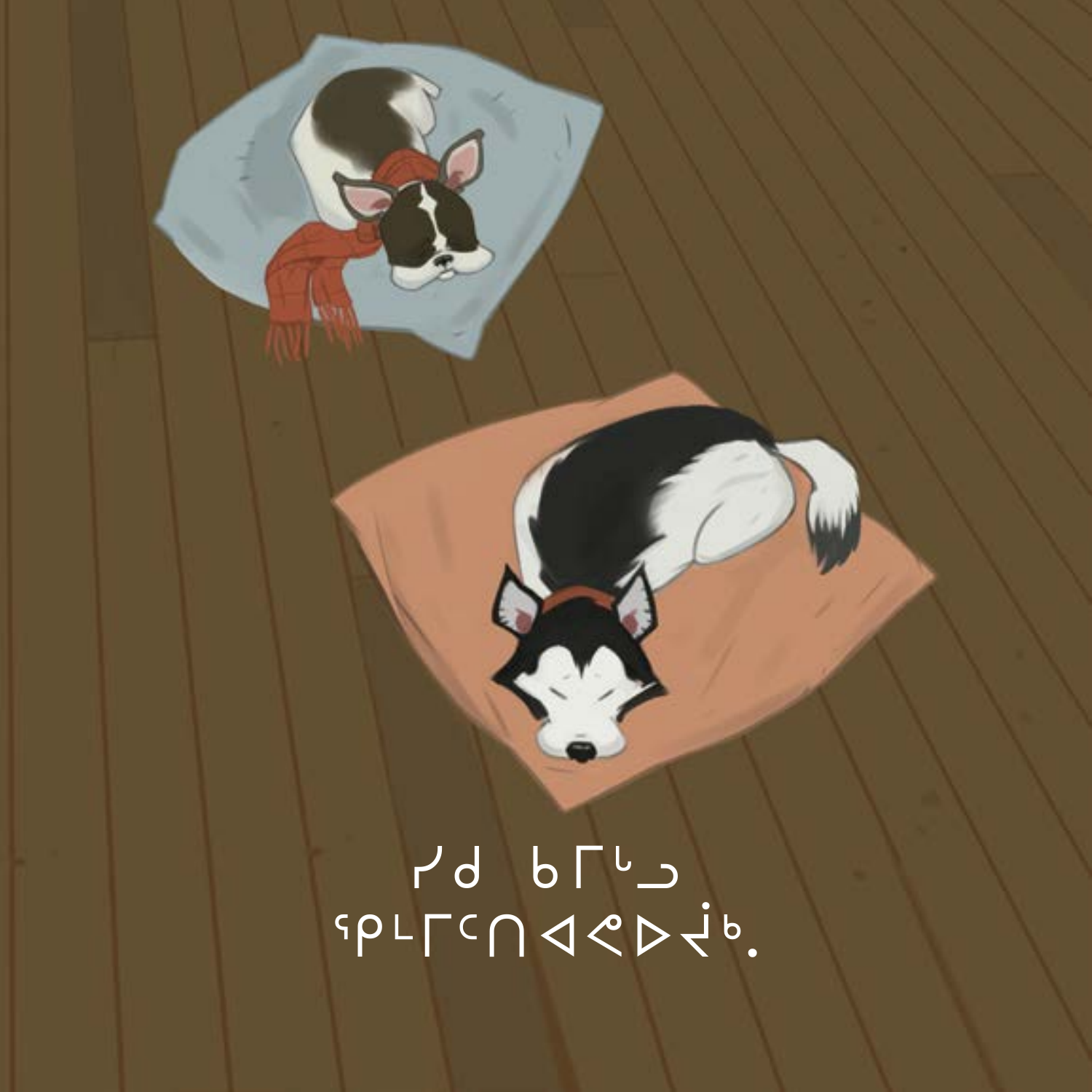ᓯᑯ ᑲᒥᖅᑐ
ᕿᒻᒥᑦᑎᐊᕙᐅᔫᒃ.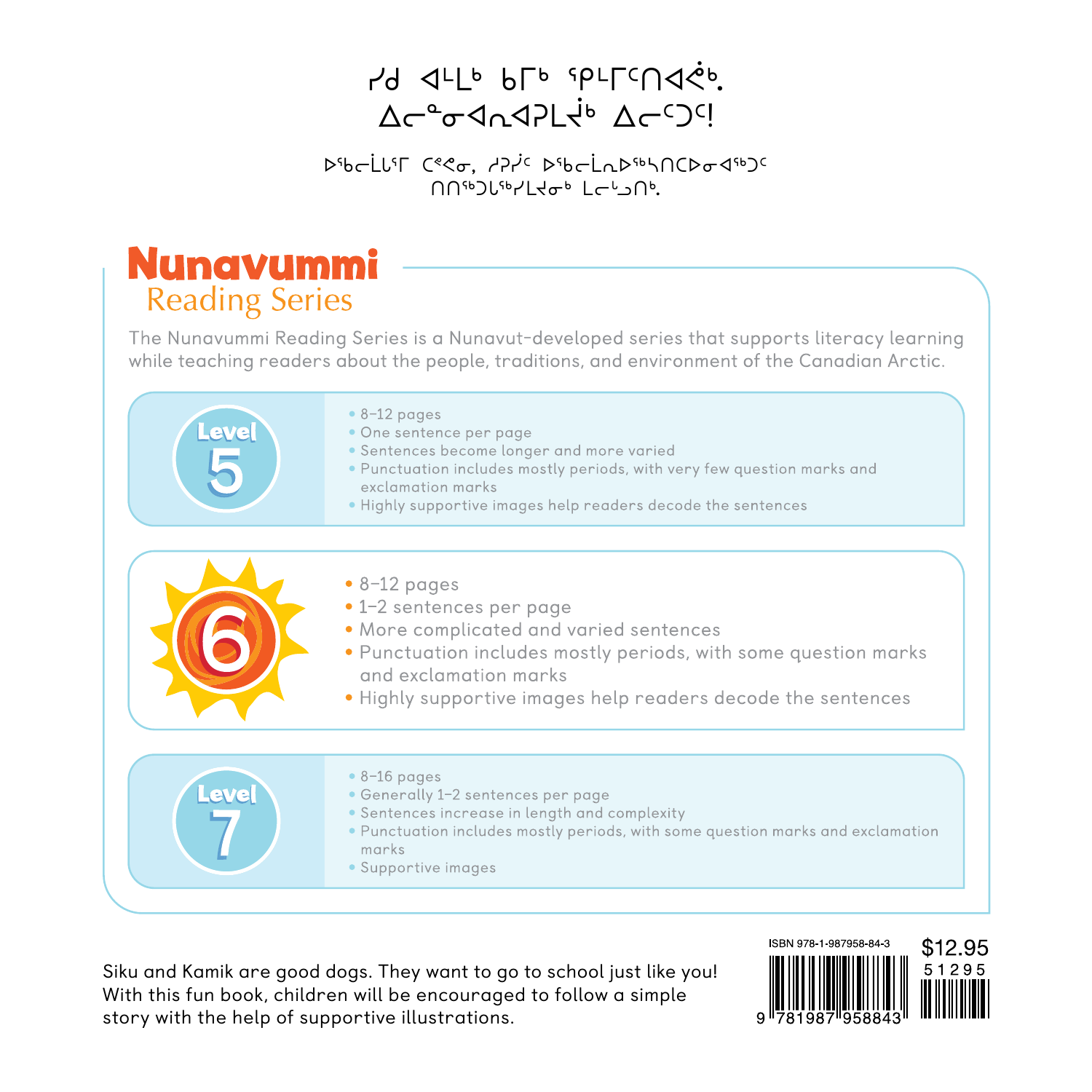ᓯᑯ ᐊᒻᒪᒃ ᑲᒥᒃ ᕿᒻᒦᑦᑎᐊᕙᐅᒃ.
ᐃᓕᓐᓂᐊᕆᐊᕈᒪᔫᒃ ᐃᓕᑦᑐᑦ!

ᐅᖃᓕᒫᒐᕐᒥ ᑕᑯᓂ, ᓱᕈᓰᑦ ᐅᖃᓕᒫᕆᐅᖅᓴᑎᑕᐅᓂᐊᖅᑐᑦ ᑎᑎᖅᑐᒐᖅᓯᒪᔪᓂᒃ ᒪᓕᒡᓗᑎᒃ.

# Nunavummi Reading Series

The Nunavummi Reading Series is a Nunavut-developed series that supports literacy learning while teaching readers about the people, traditions, and environment of the Canadian Arctic.

**Level 5**

- 8–12 pages
- One sentence per page
- Sentences become longer and more varied
- Punctuation includes mostly periods, with very few question marks and exclamation marks
- Highly supportive images help readers decode the sentences

**6**

- 8–12 pages
- 1–2 sentences per page
- More complicated and varied sentences
- Punctuation includes mostly periods, with some question marks and exclamation marks
- Highly supportive images help readers decode the sentences

**Level 7**

- 8–16 pages
- Generally 1–2 sentences per page
- Sentences increase in length and complexity
- Punctuation includes mostly periods, with some question marks and exclamation marks
- Supportive images

Siku and Kamik are good dogs. They want to go to school just like you! With this fun book, children will be encouraged to follow a simple story with the help of supportive illustrations.

ISBN 978-1-987958-84-3

$12.95

51295

9 781987 958843